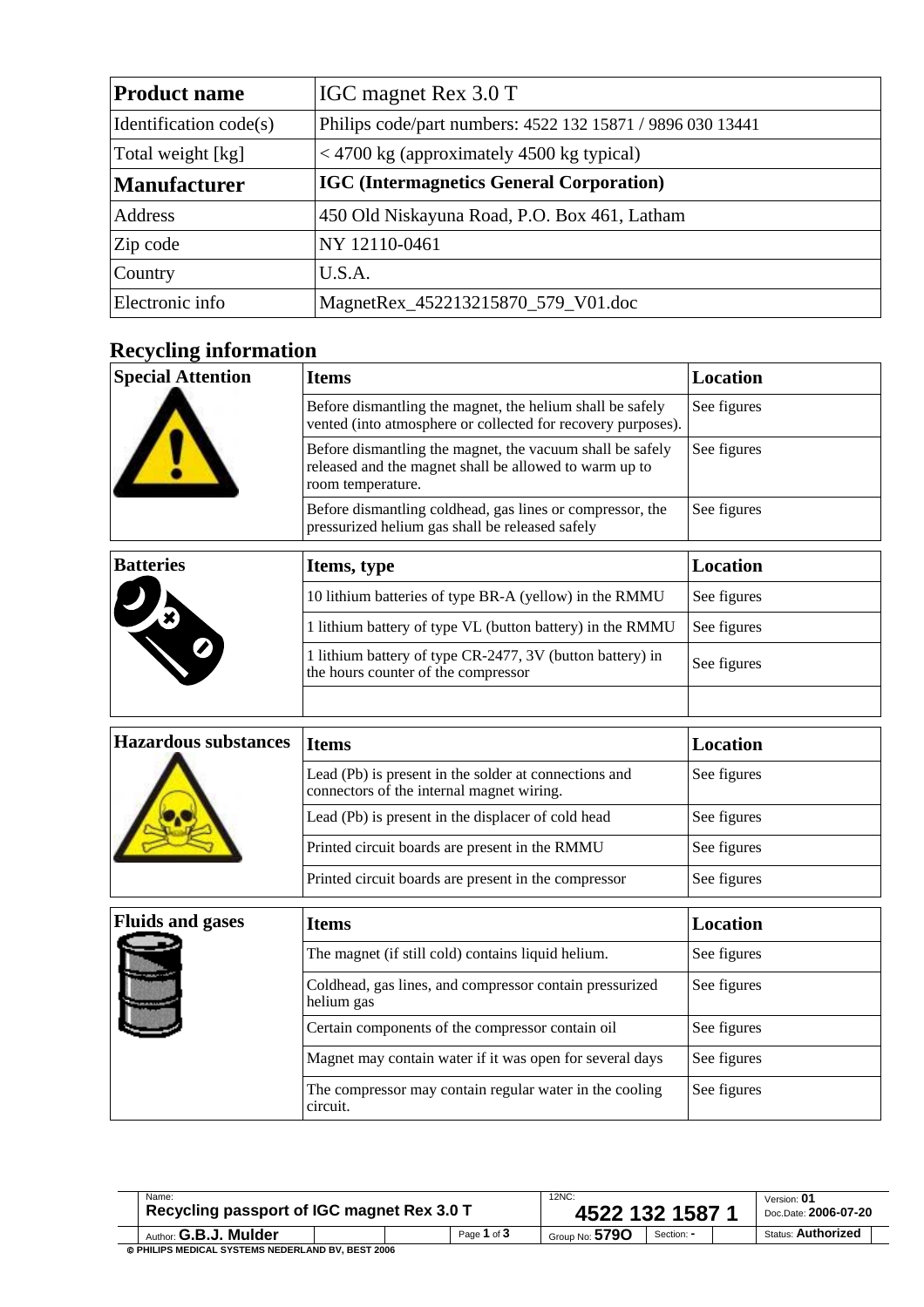| **Product name** | IGC magnet Rex 3.0 T |
| --- | --- |
| Identification code(s) | Philips code/part numbers: 4522 132 15871 / 9896 030 13441 |
| Total weight [kg] | < 4700 kg (approximately 4500 kg typical) |
| **Manufacturer** | **IGC (Intermagnetics General Corporation)** |
| Address | 450 Old Niskayuna Road, P.O. Box 461, Latham |
| Zip code | NY 12110-0461 |
| Country | U.S.A. |
| Electronic info | MagnetRex_452213215870_579_V01.doc |

## Recycling information

| **Special Attention** | **Items** | **Location** |
| --- | --- | --- |
| | Before dismantling the magnet, the helium shall be safely vented (into atmosphere or collected for recovery purposes). | See figures |
| | Before dismantling the magnet, the vacuum shall be safely released and the magnet shall be allowed to warm up to room temperature. | See figures |
| | Before dismantling coldhead, gas lines or compressor, the pressurized helium gas shall be released safely | See figures |

| **Batteries** | **Items, type** | **Location** |
| --- | --- | --- |
| | 10 lithium batteries of type BR-A (yellow) in the RMMU | See figures |
| | 1 lithium battery of type VL (button battery) in the RMMU | See figures |
| | 1 lithium battery of type CR-2477, 3V (button battery) in the hours counter of the compressor | See figures |
| | | |

| **Hazardous substances** | **Items** | **Location** |
| --- | --- | --- |
| | Lead (Pb) is present in the solder at connections and connectors of the internal magnet wiring. | See figures |
| | Lead (Pb) is present in the displacer of cold head | See figures |
| | Printed circuit boards are present in the RMMU | See figures |
| | Printed circuit boards are present in the compressor | See figures |

| **Fluids and gases** | **Items** | **Location** |
| --- | --- | --- |
| | The magnet (if still cold) contains liquid helium. | See figures |
| | Coldhead, gas lines, and compressor contain pressurized helium gas | See figures |
| | Certain components of the compressor contain oil | See figures |
| | Magnet may contain water if it was open for several days | See figures |
| | The compressor may contain regular water in the cooling circuit. | See figures |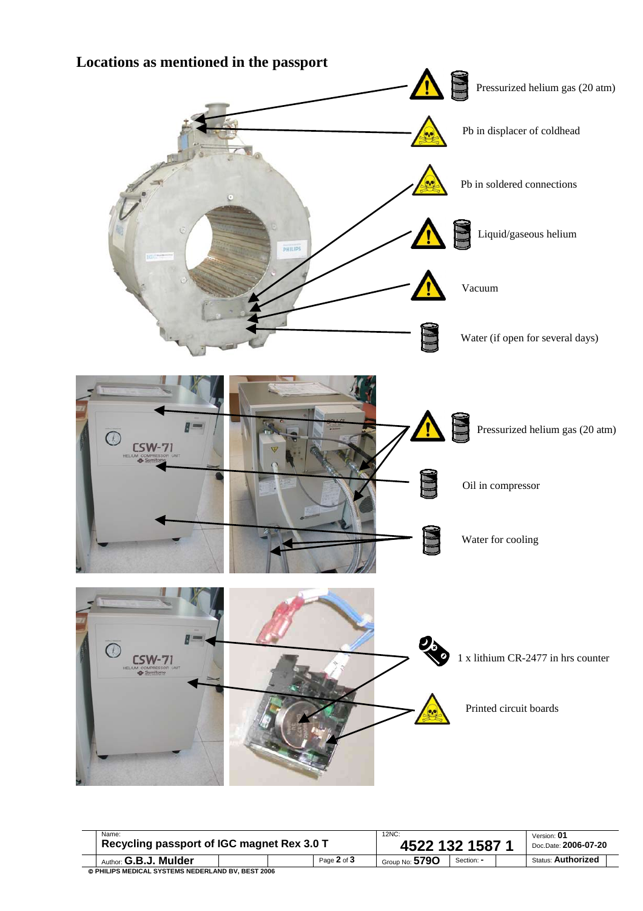# Locations as mentioned in the passport

Pressurized helium gas (20 atm)

Pb in displacer of coldhead

Pb in soldered connections

Liquid/gaseous helium

Vacuum

Water (if open for several days)

Pressurized helium gas (20 atm)

Oil in compressor

Water for cooling

1 x lithium CR-2477 in hrs counter

Printed circuit boards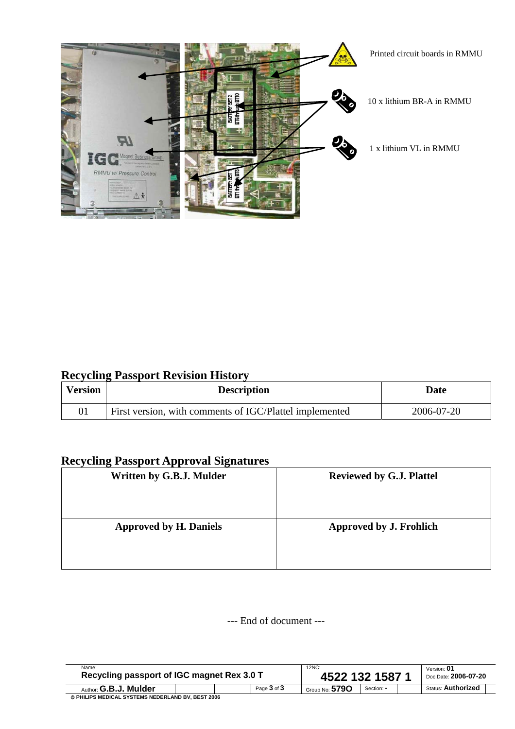Printed circuit boards in RMMU

10 x lithium BR-A in RMMU

1 x lithium VL in RMMU

## Recycling Passport Revision History

| Version | Description | Date |
|---|---|---|
| 01 | First version, with comments of IGC/Plattel implemented | 2006-07-20 |

## Recycling Passport Approval Signatures

| Written by G.B.J. Mulder | Reviewed by G.J. Plattel |
|---|---|
| **Approved by H. Daniels** | **Approved by J. Frohlich** |

--- End of document ---